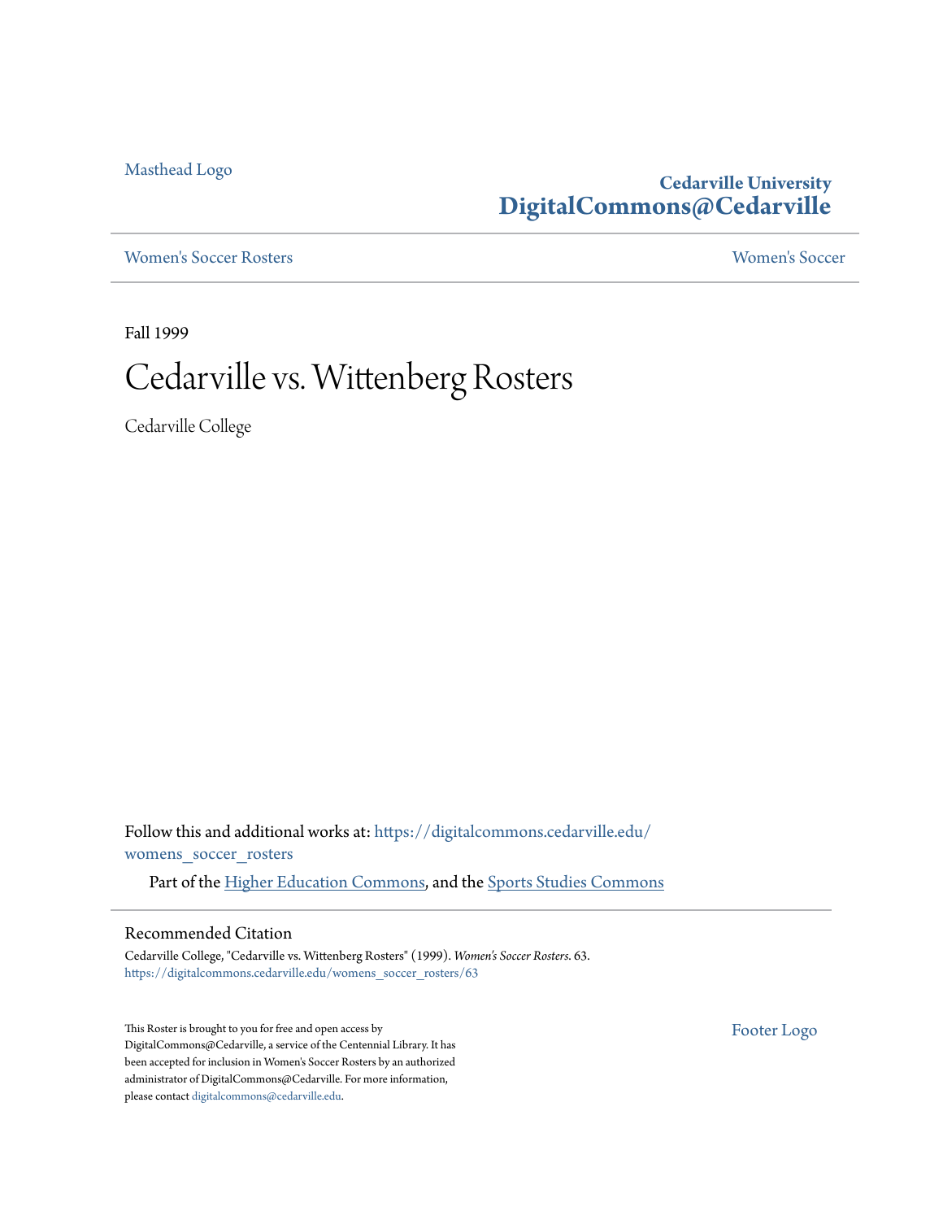Masthead Logo

**Cedarville University**
**DigitalCommons@Cedarville**

Women's Soccer Rosters | Women's Soccer

Fall 1999

# Cedarville vs. Wittenberg Rosters

Cedarville College

Follow this and additional works at: https://digitalcommons.cedarville.edu/womens_soccer_rosters

Part of the Higher Education Commons, and the Sports Studies Commons

## Recommended Citation

Cedarville College, "Cedarville vs. Wittenberg Rosters" (1999). *Women's Soccer Rosters*. 63.
https://digitalcommons.cedarville.edu/womens_soccer_rosters/63

This Roster is brought to you for free and open access by DigitalCommons@Cedarville, a service of the Centennial Library. It has been accepted for inclusion in Women's Soccer Rosters by an authorized administrator of DigitalCommons@Cedarville. For more information, please contact digitalcommons@cedarville.edu.

Footer Logo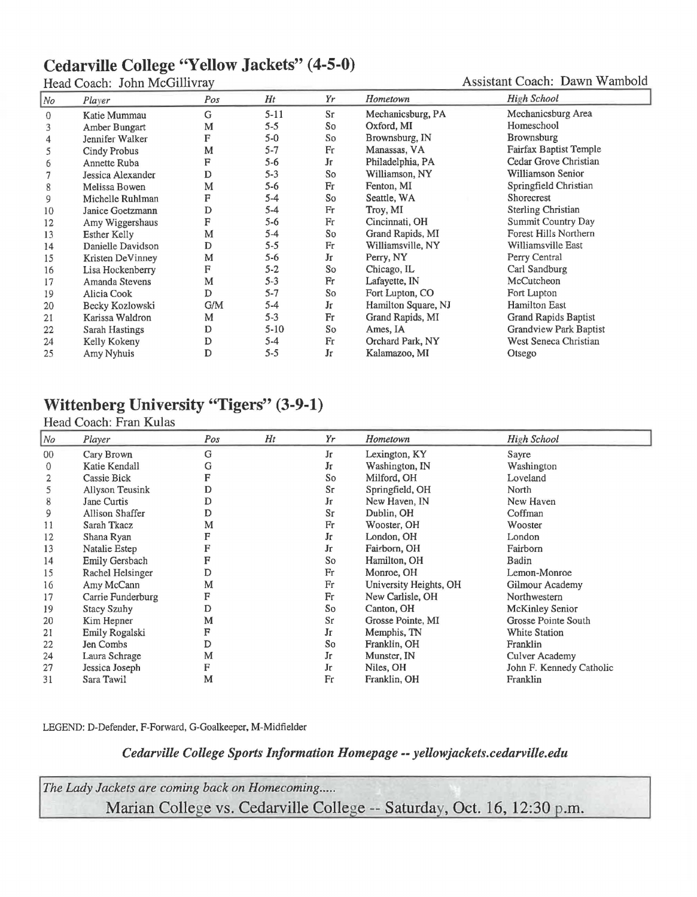## Cedarville College "Yellow Jackets" (4-5-0)

Head Coach: John McGillivray　　　　Assistant Coach: Dawn Wambold

| No | Player | Pos | Ht | Yr | Hometown | High School |
|---|---|---|---|---|---|---|
| 0 | Katie Mummau | G | 5-11 | Sr | Mechanicsburg, PA | Mechanicsburg Area |
| 3 | Amber Bungart | M | 5-5 | So | Oxford, MI | Homeschool |
| 4 | Jennifer Walker | F | 5-0 | So | Brownsburg, IN | Brownsburg |
| 5 | Cindy Probus | M | 5-7 | Fr | Manassas, VA | Fairfax Baptist Temple |
| 6 | Annette Ruba | F | 5-6 | Jr | Philadelphia, PA | Cedar Grove Christian |
| 7 | Jessica Alexander | D | 5-3 | So | Williamson, NY | Williamson Senior |
| 8 | Melissa Bowen | M | 5-6 | Fr | Fenton, MI | Springfield Christian |
| 9 | Michelle Ruhlman | F | 5-4 | So | Seattle, WA | Shorecrest |
| 10 | Janice Goetzmann | D | 5-4 | Fr | Troy, MI | Sterling Christian |
| 12 | Amy Wiggershaus | F | 5-6 | Fr | Cincinnati, OH | Summit Country Day |
| 13 | Esther Kelly | M | 5-4 | So | Grand Rapids, MI | Forest Hills Northern |
| 14 | Danielle Davidson | D | 5-5 | Fr | Williamsville, NY | Williamsville East |
| 15 | Kristen DeVinney | M | 5-6 | Jr | Perry, NY | Perry Central |
| 16 | Lisa Hockenberry | F | 5-2 | So | Chicago, IL | Carl Sandburg |
| 17 | Amanda Stevens | M | 5-3 | Fr | Lafayette, IN | McCutcheon |
| 19 | Alicia Cook | D | 5-7 | So | Fort Lupton, CO | Fort Lupton |
| 20 | Becky Kozlowski | G/M | 5-4 | Jr | Hamilton Square, NJ | Hamilton East |
| 21 | Karissa Waldron | M | 5-3 | Fr | Grand Rapids, MI | Grand Rapids Baptist |
| 22 | Sarah Hastings | D | 5-10 | So | Ames, IA | Grandview Park Baptist |
| 24 | Kelly Kokeny | D | 5-4 | Fr | Orchard Park, NY | West Seneca Christian |
| 25 | Amy Nyhuis | D | 5-5 | Jr | Kalamazoo, MI | Otsego |

## Wittenberg University "Tigers" (3-9-1)

Head Coach: Fran Kulas

| No | Player | Pos | Ht | Yr | Hometown | High School |
|---|---|---|---|---|---|---|
| 00 | Cary Brown | G | | Jr | Lexington, KY | Sayre |
| 0 | Katie Kendall | G | | Jr | Washington, IN | Washington |
| 2 | Cassie Bick | F | | So | Milford, OH | Loveland |
| 5 | Allyson Teusink | D | | Sr | Springfield, OH | North |
| 8 | Jane Curtis | D | | Jr | New Haven, IN | New Haven |
| 9 | Allison Shaffer | D | | Sr | Dublin, OH | Coffman |
| 11 | Sarah Tkacz | M | | Fr | Wooster, OH | Wooster |
| 12 | Shana Ryan | F | | Jr | London, OH | London |
| 13 | Natalie Estep | F | | Jr | Fairborn, OH | Fairborn |
| 14 | Emily Gersbach | F | | So | Hamilton, OH | Badin |
| 15 | Rachel Helsinger | D | | Fr | Monroe, OH | Lemon-Monroe |
| 16 | Amy McCann | M | | Fr | University Heights, OH | Gilmour Academy |
| 17 | Carrie Funderburg | F | | Fr | New Carlisle, OH | Northwestern |
| 19 | Stacy Szuhy | D | | So | Canton, OH | McKinley Senior |
| 20 | Kim Hepner | M | | Sr | Grosse Pointe, MI | Grosse Pointe South |
| 21 | Emily Rogalski | F | | Jr | Memphis, TN | White Station |
| 22 | Jen Combs | D | | So | Franklin, OH | Franklin |
| 24 | Laura Schrage | M | | Jr | Munster, IN | Culver Academy |
| 27 | Jessica Joseph | F | | Jr | Niles, OH | John F. Kennedy Catholic |
| 31 | Sara Tawil | M | | Fr | Franklin, OH | Franklin |

LEGEND: D-Defender, F-Forward, G-Goalkeeper, M-Midfielder

***Cedarville College Sports Information Homepage -- yellowjackets.cedarville.edu***

*The Lady Jackets are coming back on Homecoming.....*

Marian College vs. Cedarville College -- Saturday, Oct. 16, 12:30 p.m.